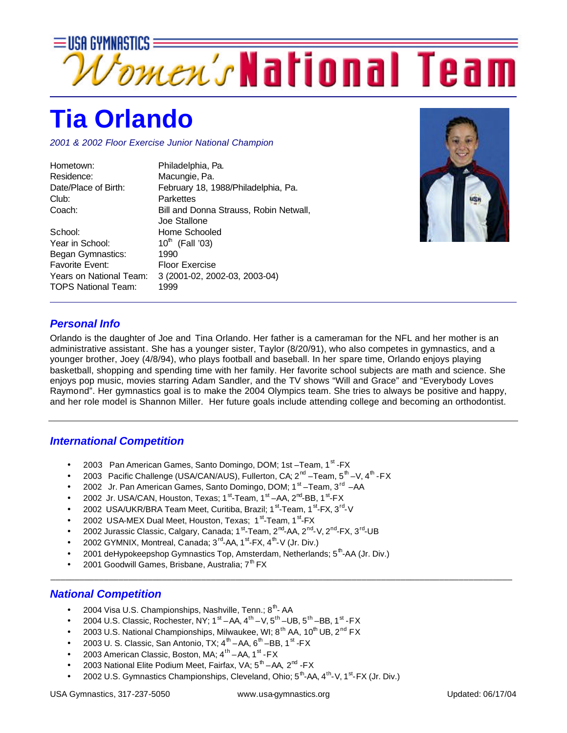USA GYMNASTICS

Women's National Team

# Tia Orlando

*2001 & 2002 Floor Exercise Junior National Champion*

| | |
|---|---|
| Hometown: | Philadelphia, Pa. |
| Residence: | Macungie, Pa. |
| Date/Place of Birth: | February 18, 1988/Philadelphia, Pa. |
| Club: | Parkettes |
| Coach: | Bill and Donna Strauss, Robin Netwall, Joe Stallone |
| School: | Home Schooled |
| Year in School: | 10th (Fall '03) |
| Began Gymnastics: | 1990 |
| Favorite Event: | Floor Exercise |
| Years on National Team: | 3 (2001-02, 2002-03, 2003-04) |
| TOPS National Team: | 1999 |

## *Personal Info*

Orlando is the daughter of Joe and Tina Orlando. Her father is a cameraman for the NFL and her mother is an administrative assistant. She has a younger sister, Taylor (8/20/91), who also competes in gymnastics, and a younger brother, Joey (4/8/94), who plays football and baseball. In her spare time, Orlando enjoys playing basketball, shopping and spending time with her family. Her favorite school subjects are math and science. She enjoys pop music, movies starring Adam Sandler, and the TV shows "Will and Grace" and "Everybody Loves Raymond". Her gymnastics goal is to make the 2004 Olympics team. She tries to always be positive and happy, and her role model is Shannon Miller. Her future goals include attending college and becoming an orthodontist.

## *International Competition*

- 2003 Pan American Games, Santo Domingo, DOM; 1st –Team, 1st -FX
- 2003 Pacific Challenge (USA/CAN/AUS), Fullerton, CA; 2nd –Team, 5th –V, 4th -FX
- 2002 Jr. Pan American Games, Santo Domingo, DOM; 1st –Team, 3rd –AA
- 2002 Jr. USA/CAN, Houston, Texas; 1st-Team, 1st –AA, 2nd-BB, 1st-FX
- 2002 USA/UKR/BRA Team Meet, Curitiba, Brazil; 1st-Team, 1st-FX, 3rd-V
- 2002 USA-MEX Dual Meet, Houston, Texas; 1st-Team, 1st-FX
- 2002 Jurassic Classic, Calgary, Canada; 1st-Team, 2nd-AA, 2nd-V, 2nd-FX, 3rd-UB
- 2002 GYMNIX, Montreal, Canada; 3rd-AA, 1st-FX, 4th-V (Jr. Div.)
- 2001 deHypokeepshop Gymnastics Top, Amsterdam, Netherlands; 5th-AA (Jr. Div.)
- 2001 Goodwill Games, Brisbane, Australia; 7th FX

## *National Competition*

- 2004 Visa U.S. Championships, Nashville, Tenn.; 8th- AA
- 2004 U.S. Classic, Rochester, NY; 1st –AA, 4th –V, 5th –UB, 5th –BB, 1st -FX
- 2003 U.S. National Championships, Milwaukee, WI; 8th AA, 10th UB, 2nd FX
- 2003 U. S. Classic, San Antonio, TX; 4th –AA, 6th –BB, 1st -FX
- 2003 American Classic, Boston, MA; 4th –AA, 1st -FX
- 2003 National Elite Podium Meet, Fairfax, VA; 5th –AA, 2nd -FX
- 2002 U.S. Gymnastics Championships, Cleveland, Ohio; 5th-AA, 4th-V, 1st-FX (Jr. Div.)

USA Gymnastics, 317-237-5050 www.usa-gymnastics.org Updated: 06/17/04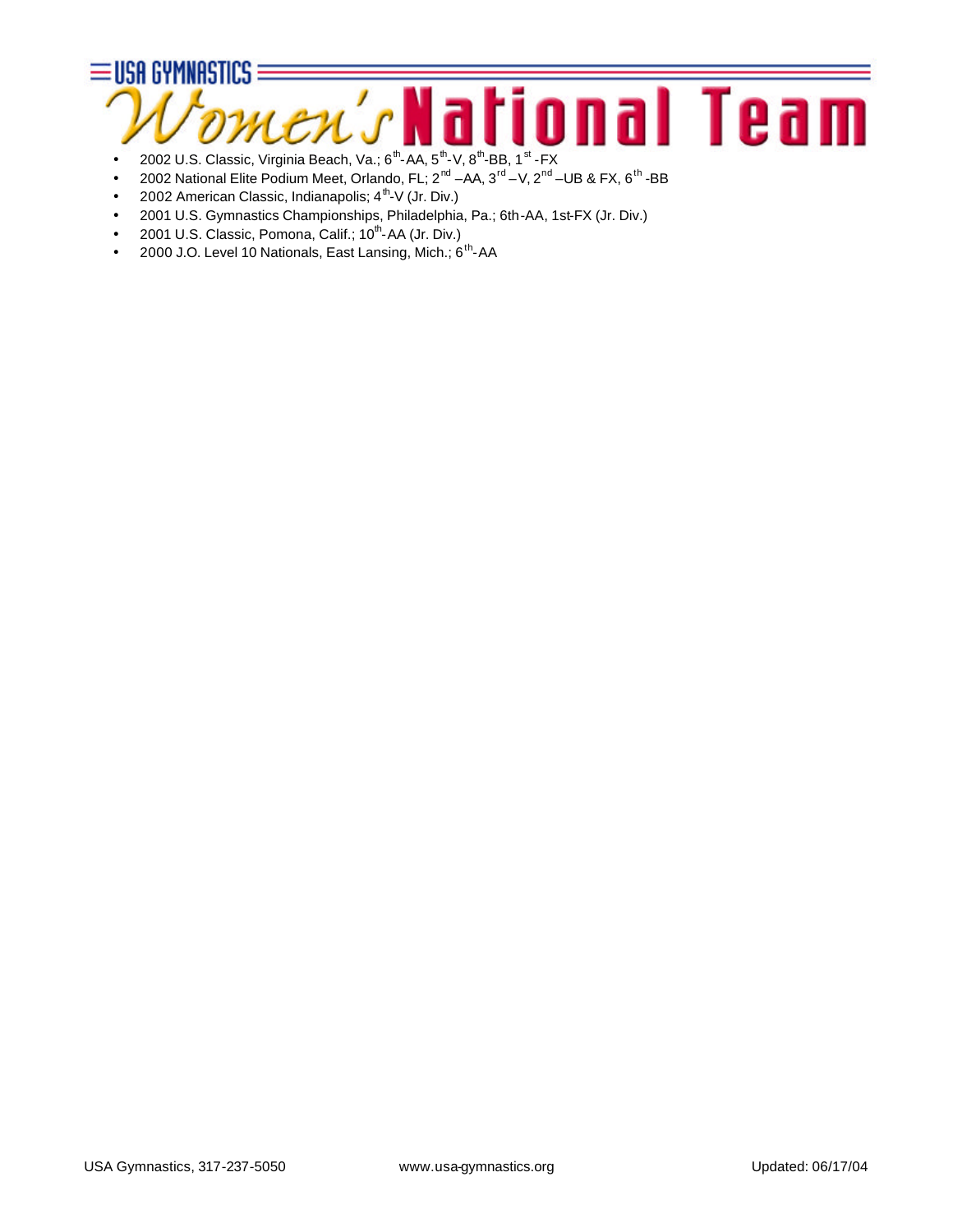- 2002 U.S. Classic, Virginia Beach, Va.; 6th-AA, 5th-V, 8th-BB, 1st-FX
- 2002 National Elite Podium Meet, Orlando, FL; 2nd –AA, 3rd –V, 2nd –UB & FX, 6th -BB
- 2002 American Classic, Indianapolis; 4th-V (Jr. Div.)
- 2001 U.S. Gymnastics Championships, Philadelphia, Pa.; 6th-AA, 1st-FX (Jr. Div.)
- 2001 U.S. Classic, Pomona, Calif.; 10th-AA (Jr. Div.)
- 2000 J.O. Level 10 Nationals, East Lansing, Mich.; 6th-AA